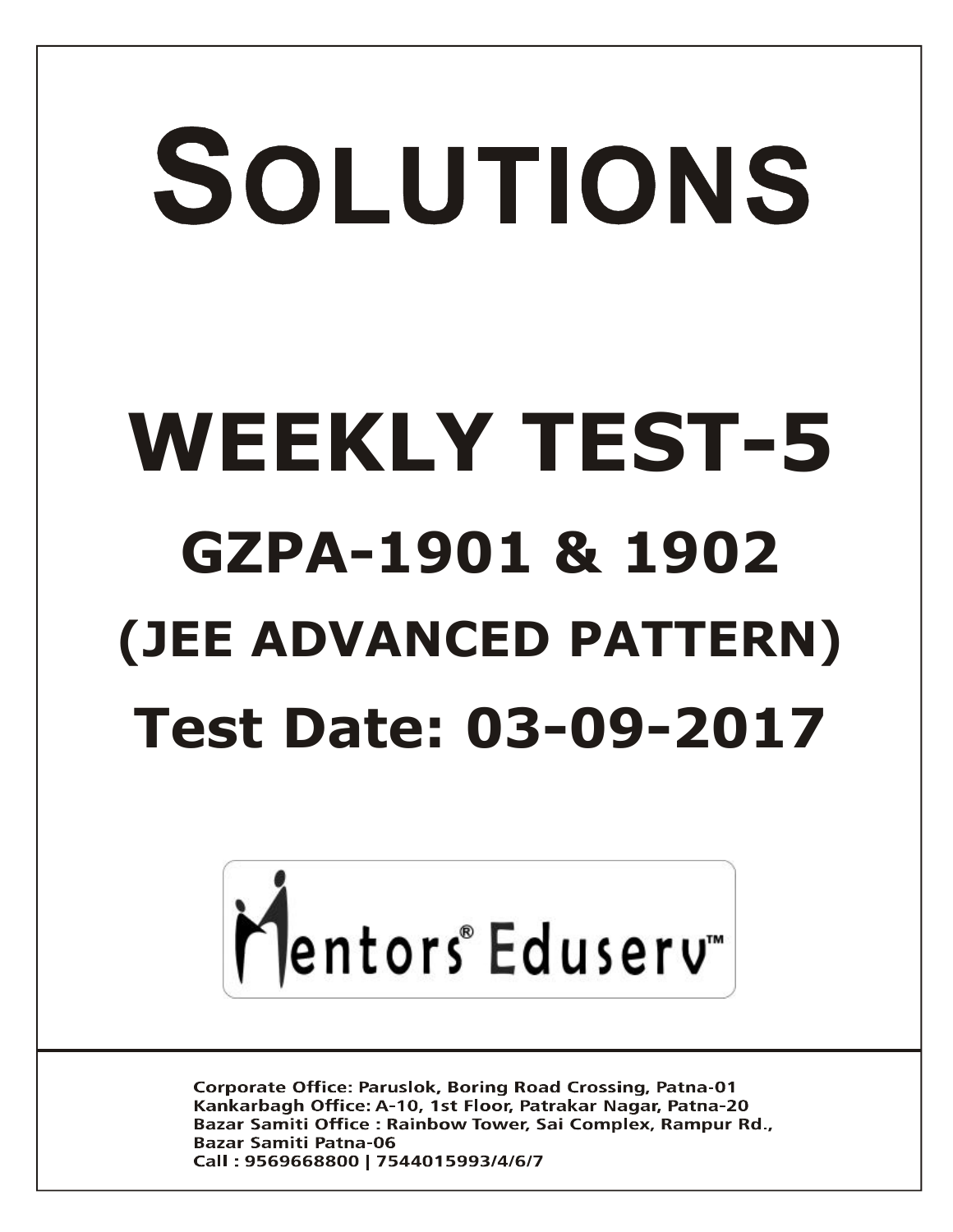# SOLUTIONS

# WEEKLY TEST-5

## GZPA-1901 & 1902

## (JEE ADVANCED PATTERN)

## Test Date: 03-09-2017

Mentors® Eduserv™

**Corporate Office: Paruslok, Boring Road Crossing, Patna-01**
**Kankarbagh Office: A-10, 1st Floor, Patrakar Nagar, Patna-20**
**Bazar Samiti Office : Rainbow Tower, Sai Complex, Rampur Rd., Bazar Samiti Patna-06**
**Call : 9569668800 | 7544015993/4/6/7**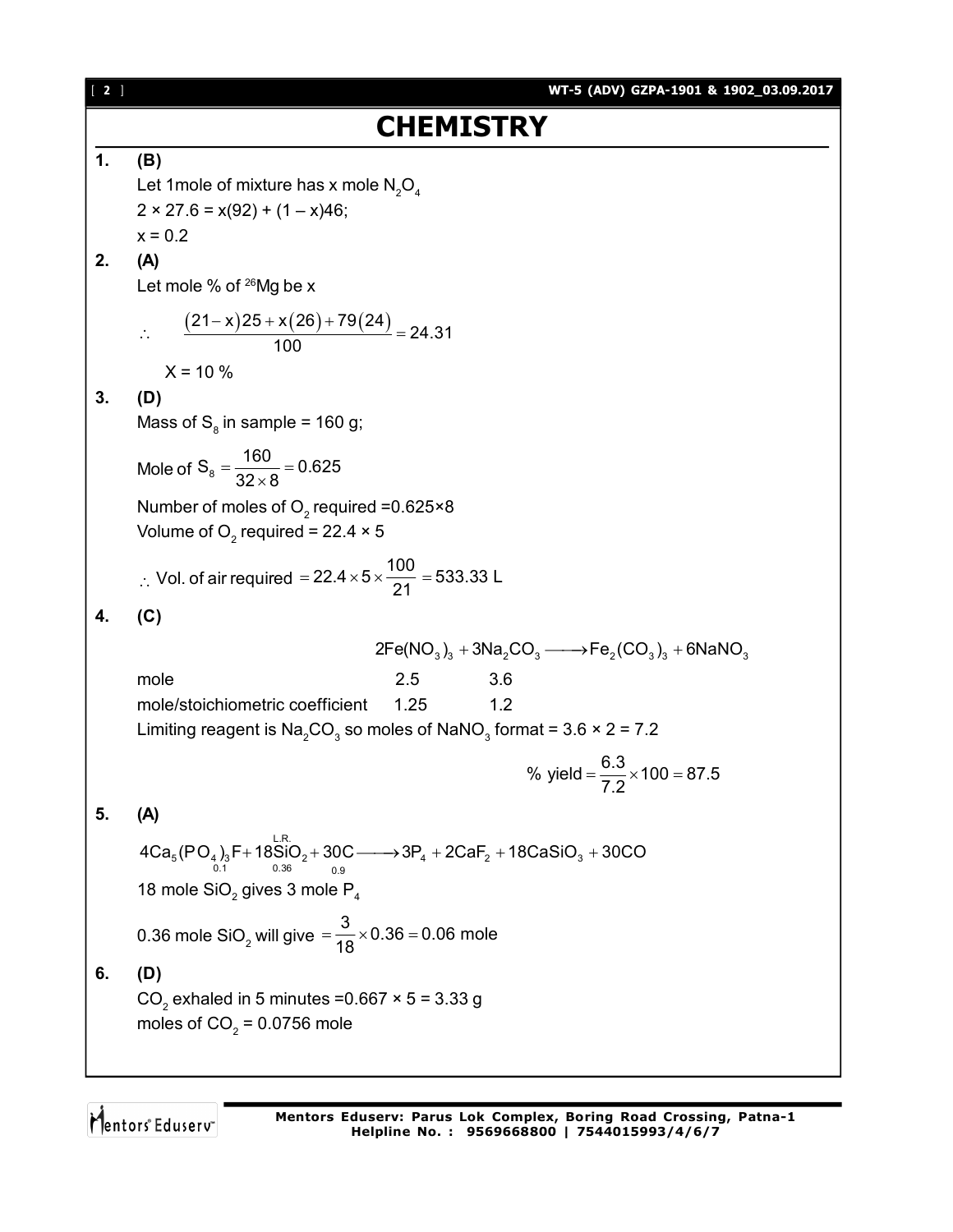# CHEMISTRY

**1.** **(B)**

Let 1mole of mixture has x mole $N_2O_4$

$2 \times 27.6 = x(92) + (1 - x)46;$

$x = 0.2$

**2.** **(A)**

Let mole % of $^{26}Mg$ be x

$$\therefore \quad \frac{(21-x)25 + x(26) + 79(24)}{100} = 24.31$$

X = 10 %

**3.** **(D)**

Mass of $S_8$ in sample = 160 g;

Mole of $S_8 = \frac{160}{32 \times 8} = 0.625$

Number of moles of $O_2$ required =0.625×8

Volume of $O_2$ required = 22.4 × 5

$\therefore$ Vol. of air required $= 22.4 \times 5 \times \frac{100}{21} = 533.33$ L

**4.** **(C)**

$$2Fe(NO_3)_3 + 3Na_2CO_3 \longrightarrow Fe_2(CO_3)_3 + 6NaNO_3$$

| | $2Fe(NO_3)_3$ | $3Na_2CO_3$ |
|---|---|---|
| mole | 2.5 | 3.6 |
| mole/stoichiometric coefficient | 1.25 | 1.2 |

Limiting reagent is $Na_2CO_3$ so moles of $NaNO_3$ format = 3.6 × 2 = 7.2

$$\% \text{ yield} = \frac{6.3}{7.2} \times 100 = 87.5$$

**5.** **(A)**

$$\underset{0.1}{4Ca_5(PO_4)_3F} + \underset{0.36}{18\overset{L.R.}{SiO_2}} + \underset{0.9}{30C} \longrightarrow 3P_4 + 2CaF_2 + 18CaSiO_3 + 30CO$$

18 mole $SiO_2$ gives 3 mole $P_4$

0.36 mole $SiO_2$ will give $= \frac{3}{18} \times 0.36 = 0.06$ mole

**6.** **(D)**

$CO_2$ exhaled in 5 minutes =0.667 × 5 = 3.33 g

moles of $CO_2$ = 0.0756 mole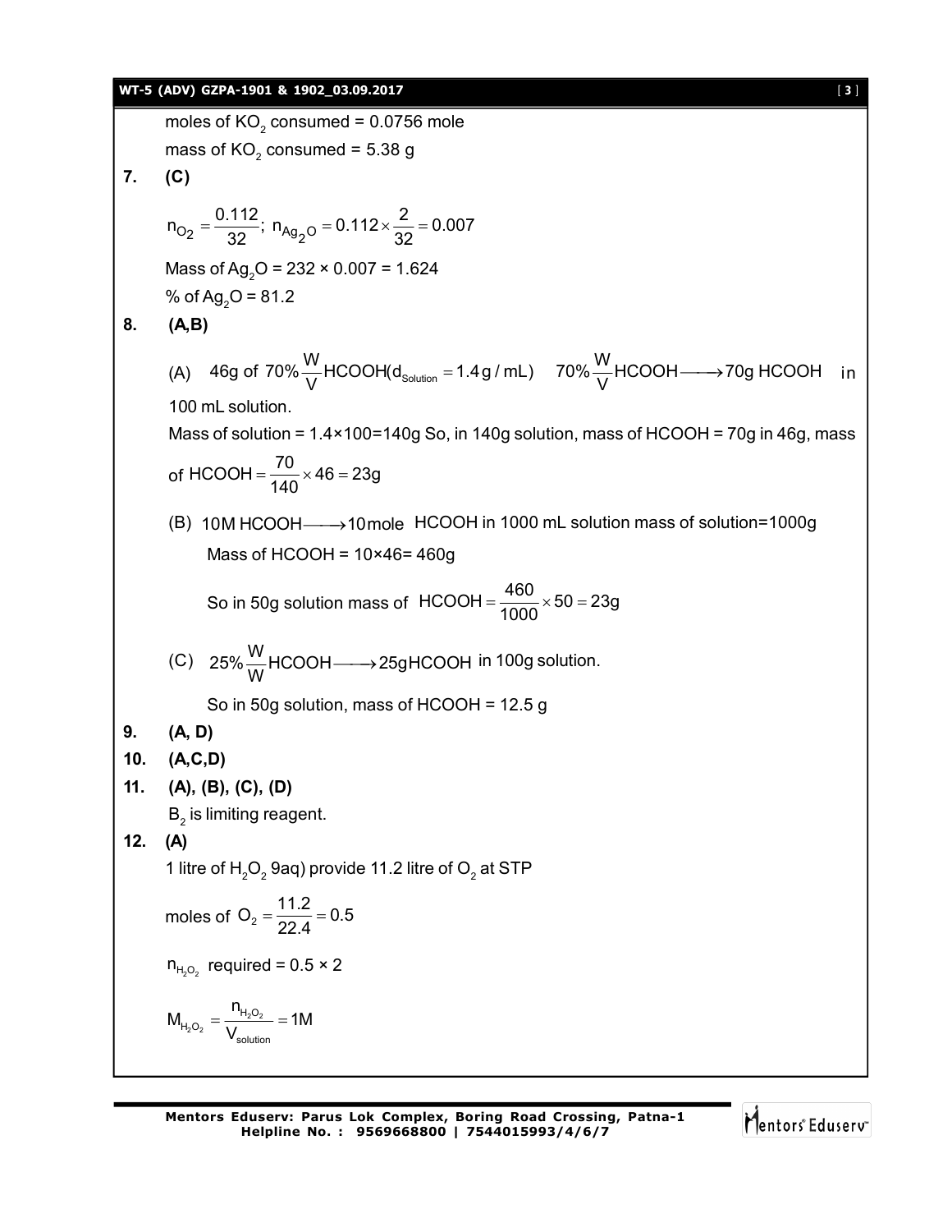moles of $KO_2$ consumed = 0.0756 mole

mass of $KO_2$ consumed = 5.38 g

**7. (C)**

$n_{O_2} = \frac{0.112}{32};\ n_{Ag_2O} = 0.112 \times \frac{2}{32} = 0.007$

Mass of $Ag_2O$ = 232 × 0.007 = 1.624

% of $Ag_2O$ = 81.2

**8. (A,B)**

(A) 46g of $70\% \frac{W}{V}$ HCOOH($d_{Solution} = 1.4\,g/mL$) $\quad 70\% \frac{W}{V}$ HCOOH $\longrightarrow$ 70g HCOOH in 100 mL solution.

Mass of solution = 1.4×100=140g So, in 140g solution, mass of HCOOH = 70g in 46g, mass of $HCOOH = \frac{70}{140} \times 46 = 23g$

(B) 10M HCOOH $\longrightarrow$ 10mole HCOOH in 1000 mL solution mass of solution=1000g

Mass of HCOOH = 10×46= 460g

So in 50g solution mass of $HCOOH = \frac{460}{1000} \times 50 = 23g$

(C) $25\% \frac{W}{W}$ HCOOH $\longrightarrow$ 25g HCOOH in 100g solution.

So in 50g solution, mass of HCOOH = 12.5 g

**9. (A, D)**

**10. (A,C,D)**

**11. (A), (B), (C), (D)**

$B_2$ is limiting reagent.

**12. (A)**

1 litre of $H_2O_2$ 9aq) provide 11.2 litre of $O_2$ at STP

moles of $O_2 = \frac{11.2}{22.4} = 0.5$

$n_{H_2O_2}$ required = 0.5 × 2

$M_{H_2O_2} = \frac{n_{H_2O_2}}{V_{solution}} = 1M$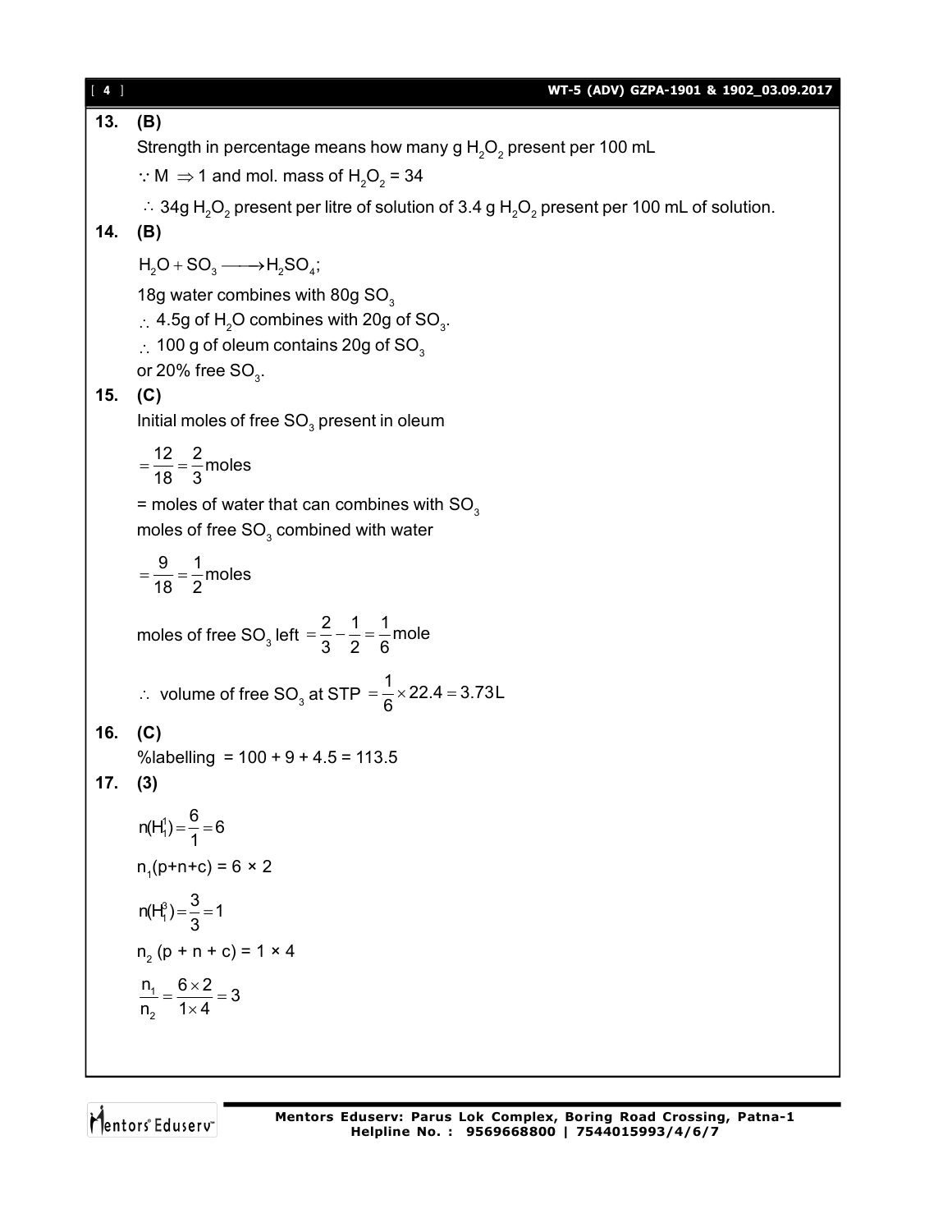**13. (B)**

Strength in percentage means how many g $H_2O_2$ present per 100 mL

$\because M \Rightarrow 1$ and mol. mass of $H_2O_2$ = 34

$\therefore$ 34g $H_2O_2$ present per litre of solution of 3.4 g $H_2O_2$ present per 100 mL of solution.

**14. (B)**

$H_2O + SO_3 \longrightarrow H_2SO_4$;

18g water combines with 80g $SO_3$

$\therefore$ 4.5g of $H_2O$ combines with 20g of $SO_3$.

$\therefore$ 100 g of oleum contains 20g of $SO_3$

or 20% free $SO_3$.

**15. (C)**

Initial moles of free $SO_3$ present in oleum

$$= \frac{12}{18} = \frac{2}{3}\text{moles}$$

= moles of water that can combines with $SO_3$

moles of free $SO_3$ combined with water

$$= \frac{9}{18} = \frac{1}{2}\text{moles}$$

moles of free $SO_3$ left $= \frac{2}{3} - \frac{1}{2} = \frac{1}{6}\text{mole}$

$\therefore$ volume of free $SO_3$ at STP $= \frac{1}{6} \times 22.4 = 3.73\text{L}$

**16. (C)**

%labelling = 100 + 9 + 4.5 = 113.5

**17. (3)**

$$n(H_1^1) = \frac{6}{1} = 6$$

$n_1(p+n+c) = 6 \times 2$

$$n(H_1^3) = \frac{3}{3} = 1$$

$n_2\,(p + n + c) = 1 \times 4$

$$\frac{n_1}{n_2} = \frac{6 \times 2}{1 \times 4} = 3$$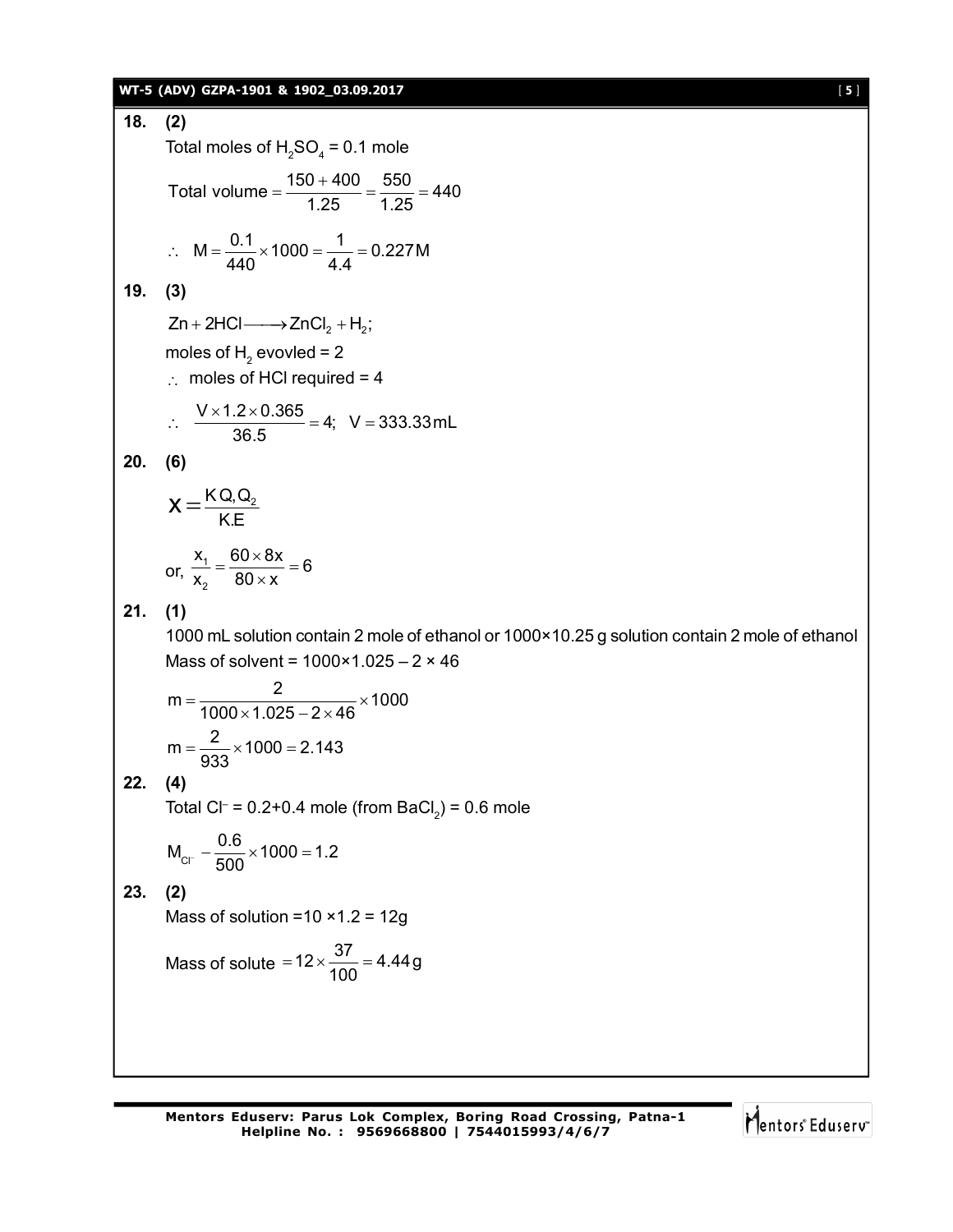**18. (2)**

Total moles of $H_2SO_4$ = 0.1 mole

$$\text{Total volume} = \frac{150+400}{1.25} = \frac{550}{1.25} = 440$$

$$\therefore\ M = \frac{0.1}{440} \times 1000 = \frac{1}{4.4} = 0.227\,M$$

**19. (3)**

$$Zn + 2HCl \longrightarrow ZnCl_2 + H_2;$$

moles of $H_2$ evovled = 2

$\therefore$ moles of HCl required = 4

$$\therefore\ \frac{V \times 1.2 \times 0.365}{36.5} = 4;\ \ V = 333.33\,mL$$

**20. (6)**

$$X = \frac{K\,Q_1Q_2}{K.E}$$

$$\text{or, } \frac{x_1}{x_2} = \frac{60 \times 8x}{80 \times x} = 6$$

**21. (1)**

1000 mL solution contain 2 mole of ethanol or 1000×10.25 g solution contain 2 mole of ethanol

Mass of solvent = 1000×1.025 – 2 × 46

$$m = \frac{2}{1000 \times 1.025 - 2 \times 46} \times 1000$$

$$m = \frac{2}{933} \times 1000 = 2.143$$

**22. (4)**

Total $Cl^-$ = 0.2+0.4 mole (from $BaCl_2$) = 0.6 mole

$$M_{Cl^-} - \frac{0.6}{500} \times 1000 = 1.2$$

**23. (2)**

Mass of solution =10 ×1.2 = 12g

$$\text{Mass of solute } = 12 \times \frac{37}{100} = 4.44\,g$$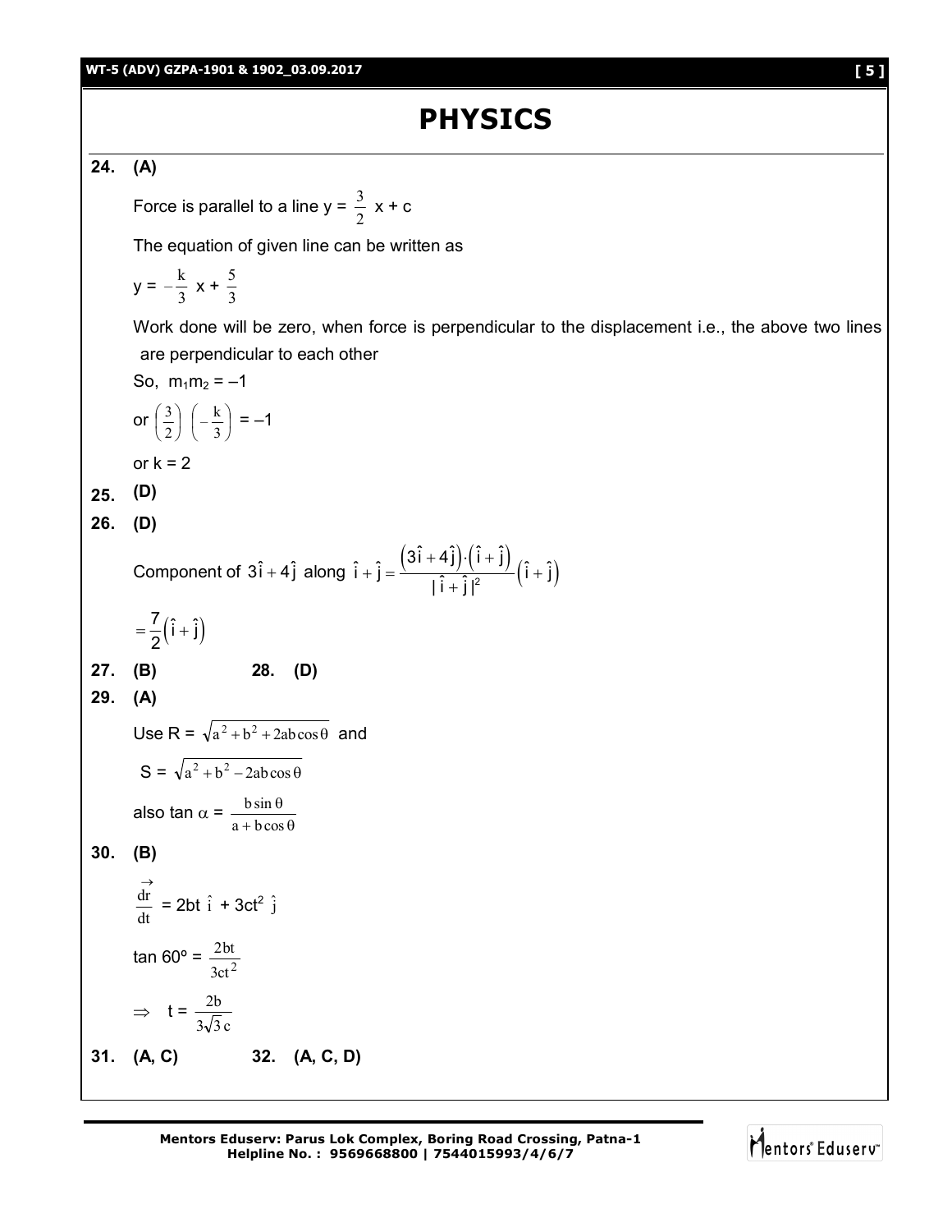# PHYSICS

**24. (A)**

Force is parallel to a line $y = \frac{3}{2}x + c$

The equation of given line can be written as

$y = -\frac{k}{3}x + \frac{5}{3}$

Work done will be zero, when force is perpendicular to the displacement i.e., the above two lines are perpendicular to each other

So, $m_1m_2 = -1$

or $\left(\frac{3}{2}\right)\left(-\frac{k}{3}\right) = -1$

or $k = 2$

**25. (D)**

**26. (D)**

Component of $3\hat{i} + 4\hat{j}$ along $\hat{i} + \hat{j} = \frac{\left(3\hat{i} + 4\hat{j}\right)\cdot\left(\hat{i} + \hat{j}\right)}{|\hat{i} + \hat{j}|^2}\left(\hat{i} + \hat{j}\right)$

$= \frac{7}{2}\left(\hat{i} + \hat{j}\right)$

**27. (B)** **28. (D)**

**29. (A)**

Use $R = \sqrt{a^2 + b^2 + 2ab\cos\theta}$ and

$S = \sqrt{a^2 + b^2 - 2ab\cos\theta}$

also $\tan\alpha = \frac{b\sin\theta}{a + b\cos\theta}$

**30. (B)**

$\frac{d\vec{r}}{dt} = 2bt\,\hat{i} + 3ct^2\,\hat{j}$

$\tan 60^\circ = \frac{2bt}{3ct^2}$

$\Rightarrow \quad t = \frac{2b}{3\sqrt{3}c}$

**31. (A, C)** **32. (A, C, D)**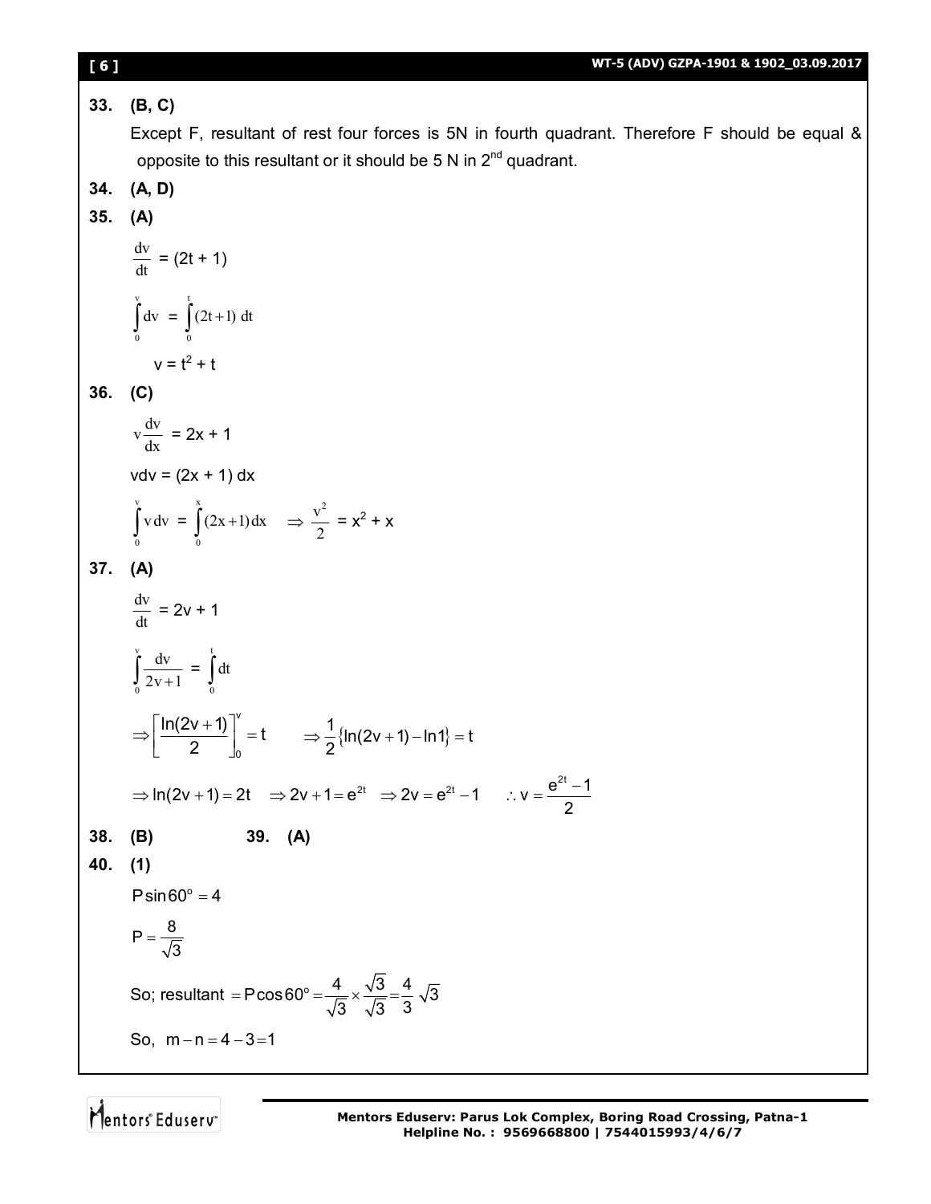**33. (B, C)**

Except F, resultant of rest four forces is 5N in fourth quadrant. Therefore F should be equal & opposite to this resultant or it should be 5 N in 2nd quadrant.

**34. (A, D)**

**35. (A)**

$$\frac{dv}{dt} = (2t + 1)$$

$$\int_0^v dv = \int_0^t (2t+1)\, dt$$

$$v = t^2 + t$$

**36. (C)**

$$v\frac{dv}{dx} = 2x + 1$$

$$vdv = (2x + 1)\, dx$$

$$\int_0^v v\, dv = \int_0^x (2x+1)\, dx \quad \Rightarrow \frac{v^2}{2} = x^2 + x$$

**37. (A)**

$$\frac{dv}{dt} = 2v + 1$$

$$\int_0^v \frac{dv}{2v+1} = \int_0^t dt$$

$$\Rightarrow \left[\frac{\ln(2v+1)}{2}\right]_0^v = t \qquad \Rightarrow \frac{1}{2}\{\ln(2v+1) - \ln 1\} = t$$

$$\Rightarrow \ln(2v+1) = 2t \quad \Rightarrow 2v + 1 = e^{2t} \quad \Rightarrow 2v = e^{2t} - 1 \qquad \therefore v = \frac{e^{2t}-1}{2}$$

**38. (B)** **39. (A)**

**40. (1)**

$$P\sin 60^\circ = 4$$

$$P = \frac{8}{\sqrt{3}}$$

So; resultant $= P\cos 60^\circ = \frac{4}{\sqrt{3}} \times \frac{\sqrt{3}}{\sqrt{3}} = \frac{4}{3}\sqrt{3}$

So, $m - n = 4 - 3 = 1$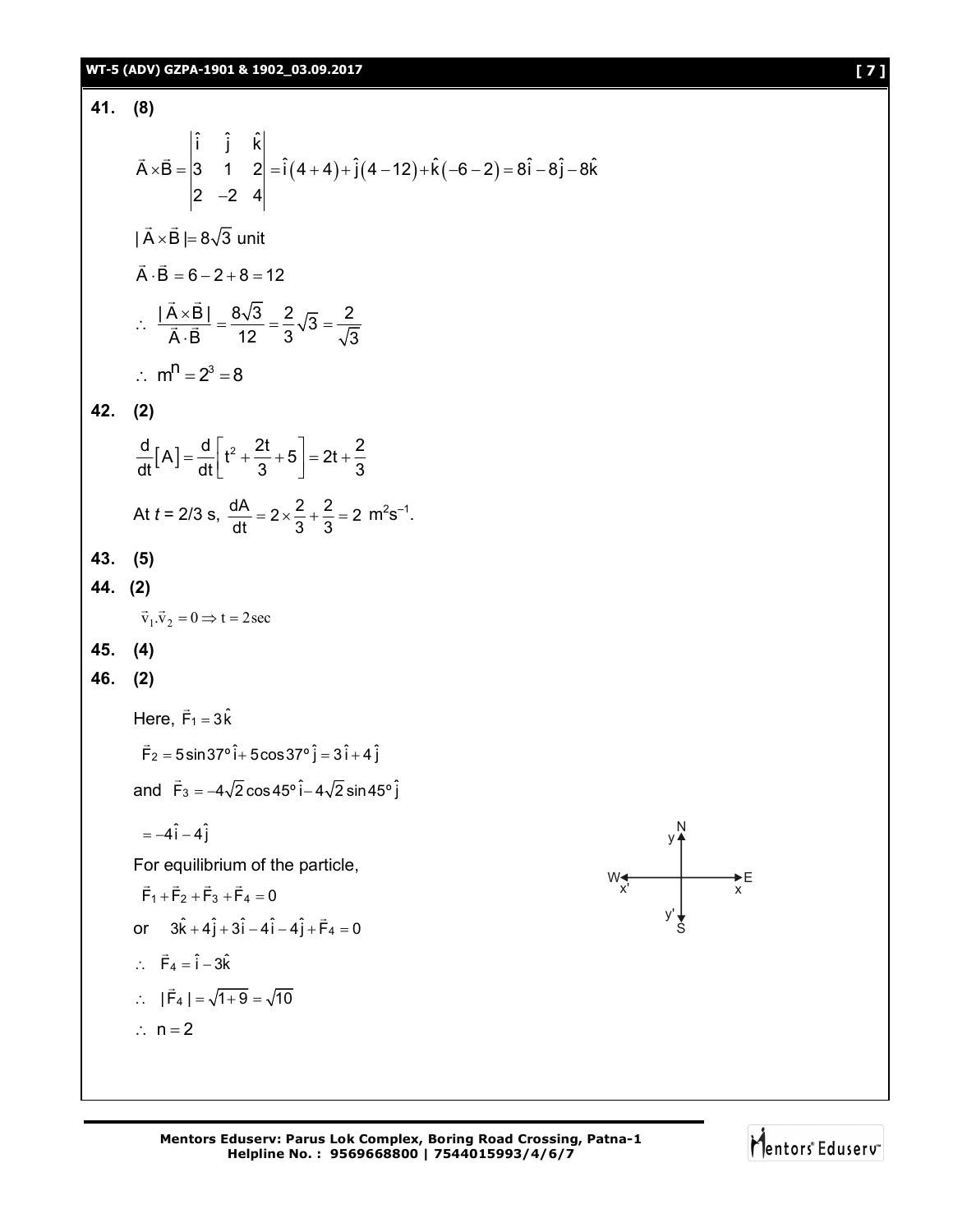**41. (8)**

$$\vec{A}\times\vec{B} = \begin{vmatrix} \hat{i} & \hat{j} & \hat{k} \\ 3 & 1 & 2 \\ 2 & -2 & 4 \end{vmatrix} = \hat{i}(4+4)+\hat{j}(4-12)+\hat{k}(-6-2) = 8\hat{i}-8\hat{j}-8\hat{k}$$

$|\vec{A}\times\vec{B}| = 8\sqrt{3}$ unit

$\vec{A}\cdot\vec{B} = 6-2+8 = 12$

$\therefore \; \dfrac{|\vec{A}\times\vec{B}|}{\vec{A}\cdot\vec{B}} = \dfrac{8\sqrt{3}}{12} = \dfrac{2}{3}\sqrt{3} = \dfrac{2}{\sqrt{3}}$

$\therefore \; m^n = 2^3 = 8$

**42. (2)**

$$\frac{d}{dt}[A] = \frac{d}{dt}\left[t^2 + \frac{2t}{3} + 5\right] = 2t + \frac{2}{3}$$

At $t = 2/3$ s, $\dfrac{dA}{dt} = 2\times\dfrac{2}{3}+\dfrac{2}{3} = 2 \text{ m}^2\text{s}^{-1}$.

**43. (5)**

**44. (2)**

$\vec{v}_1.\vec{v}_2 = 0 \Rightarrow t = 2\,\text{sec}$

**45. (4)**

**46. (2)**

Here, $\vec{F}_1 = 3\hat{k}$

$\vec{F}_2 = 5\sin 37^\circ\,\hat{i} + 5\cos 37^\circ\,\hat{j} = 3\hat{i}+4\hat{j}$

and $\vec{F}_3 = -4\sqrt{2}\cos 45^\circ\,\hat{i} - 4\sqrt{2}\sin 45^\circ\,\hat{j}$

$= -4\hat{i}-4\hat{j}$

For equilibrium of the particle,

$\vec{F}_1+\vec{F}_2+\vec{F}_3+\vec{F}_4 = 0$

or $\quad 3\hat{k}+4\hat{j}+3\hat{i}-4\hat{i}-4\hat{j}+\vec{F}_4 = 0$

$\therefore \quad \vec{F}_4 = \hat{i}-3\hat{k}$

$\therefore \quad |\vec{F}_4| = \sqrt{1+9} = \sqrt{10}$

$\therefore \; n = 2$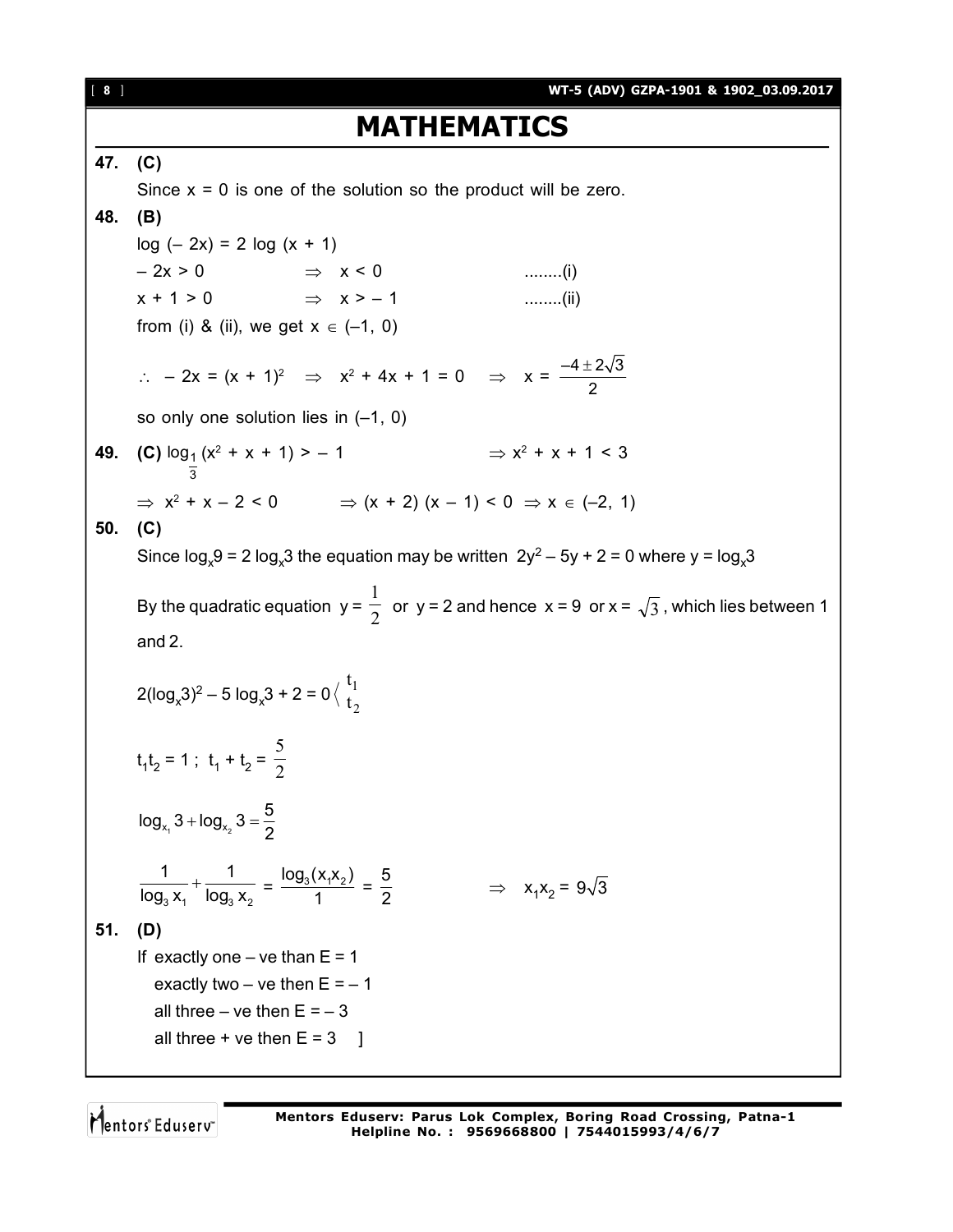# MATHEMATICS

**47. (C)**

Since x = 0 is one of the solution so the product will be zero.

**48. (B)**

$\log(-2x) = 2\log(x+1)$

$-2x > 0 \quad \Rightarrow \quad x < 0$ ........(i)

$x + 1 > 0 \quad \Rightarrow \quad x > -1$ ........(ii)

from (i) & (ii), we get $x \in (-1, 0)$

$\therefore \; -2x = (x+1)^2 \quad \Rightarrow \quad x^2 + 4x + 1 = 0 \quad \Rightarrow \quad x = \dfrac{-4 \pm 2\sqrt{3}}{2}$

so only one solution lies in $(-1, 0)$

**49. (C)** $\log_{\frac{1}{3}}(x^2 + x + 1) > -1 \qquad \Rightarrow x^2 + x + 1 < 3$

$\Rightarrow x^2 + x - 2 < 0 \qquad \Rightarrow (x+2)(x-1) < 0 \Rightarrow x \in (-2, 1)$

**50. (C)**

Since $\log_x 9 = 2\log_x 3$ the equation may be written $2y^2 - 5y + 2 = 0$ where $y = \log_x 3$

By the quadratic equation $y = \dfrac{1}{2}$ or $y = 2$ and hence $x = 9$ or $x = \sqrt{3}$, which lies between 1 and 2.

$2(\log_x 3)^2 - 5\log_x 3 + 2 = 0 \langle \begin{smallmatrix} t_1 \\ t_2 \end{smallmatrix}$

$t_1 t_2 = 1 \,;\; t_1 + t_2 = \dfrac{5}{2}$

$\log_{x_1} 3 + \log_{x_2} 3 = \dfrac{5}{2}$

$\dfrac{1}{\log_3 x_1} + \dfrac{1}{\log_3 x_2} = \dfrac{\log_3(x_1 x_2)}{1} = \dfrac{5}{2} \qquad \Rightarrow \quad x_1 x_2 = 9\sqrt{3}$

**51. (D)**

If exactly one – ve than E = 1

exactly two – ve then E = – 1

all three – ve then E = – 3

all three + ve then E = 3 ]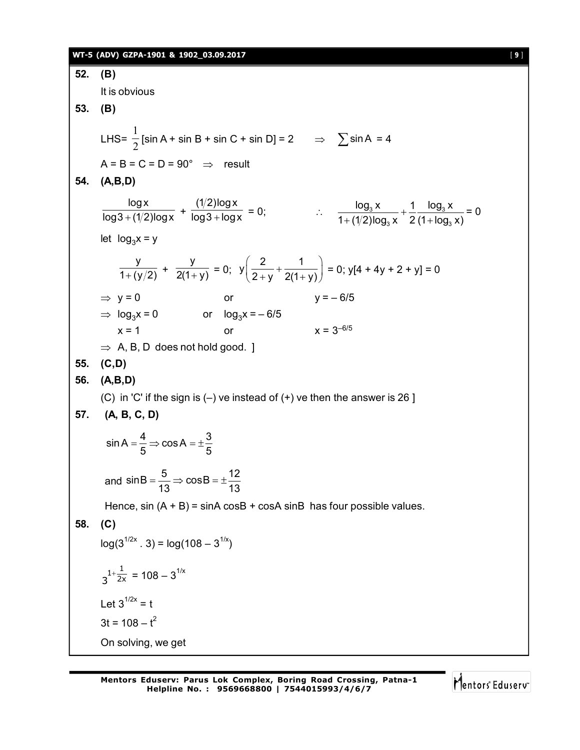**52. (B)**

It is obvious

**53. (B)**

LHS= $\frac{1}{2}$[sin A + sin B + sin C + sin D] = 2 $\quad \Rightarrow \quad \sum \sin A$ = 4

A = B = C = D = 90° $\Rightarrow$ result

**54. (A,B,D)**

$$\frac{\log x}{\log 3 + (1/2)\log x} + \frac{(1/2)\log x}{\log 3 + \log x} = 0; \qquad \therefore \quad \frac{\log_3 x}{1 + (1/2)\log_3 x} + \frac{1}{2}\frac{\log_3 x}{(1 + \log_3 x)} = 0$$

let $\log_3 x = y$

$$\frac{y}{1 + (y/2)} + \frac{y}{2(1+y)} = 0; \quad y\left(\frac{2}{2+y} + \frac{1}{2(1+y)}\right) = 0; \; y[4 + 4y + 2 + y] = 0$$

$\Rightarrow$ y = 0 $\qquad$ or $\qquad$ y = – 6/5

$\Rightarrow \log_3 x = 0$ $\qquad$ or $\quad \log_3 x = -6/5$

x = 1 $\qquad$ or $\qquad x = 3^{-6/5}$

$\Rightarrow$ A, B, D does not hold good. ]

**55. (C,D)**

**56. (A,B,D)**

(C) in 'C' if the sign is (–) ve instead of (+) ve then the answer is 26 ]

**57. (A, B, C, D)**

$$\sin A = \frac{4}{5} \Rightarrow \cos A = \pm\frac{3}{5}$$

and $\sin B = \frac{5}{13} \Rightarrow \cos B = \pm\frac{12}{13}$

Hence, sin (A + B) = sinA cosB + cosA sinB has four possible values.

**58. (C)**

$\log(3^{1/2x} . 3) = \log(108 - 3^{1/x})$

$3^{1+\frac{1}{2x}} = 108 - 3^{1/x}$

Let $3^{1/2x} = t$

$3t = 108 - t^2$

On solving, we get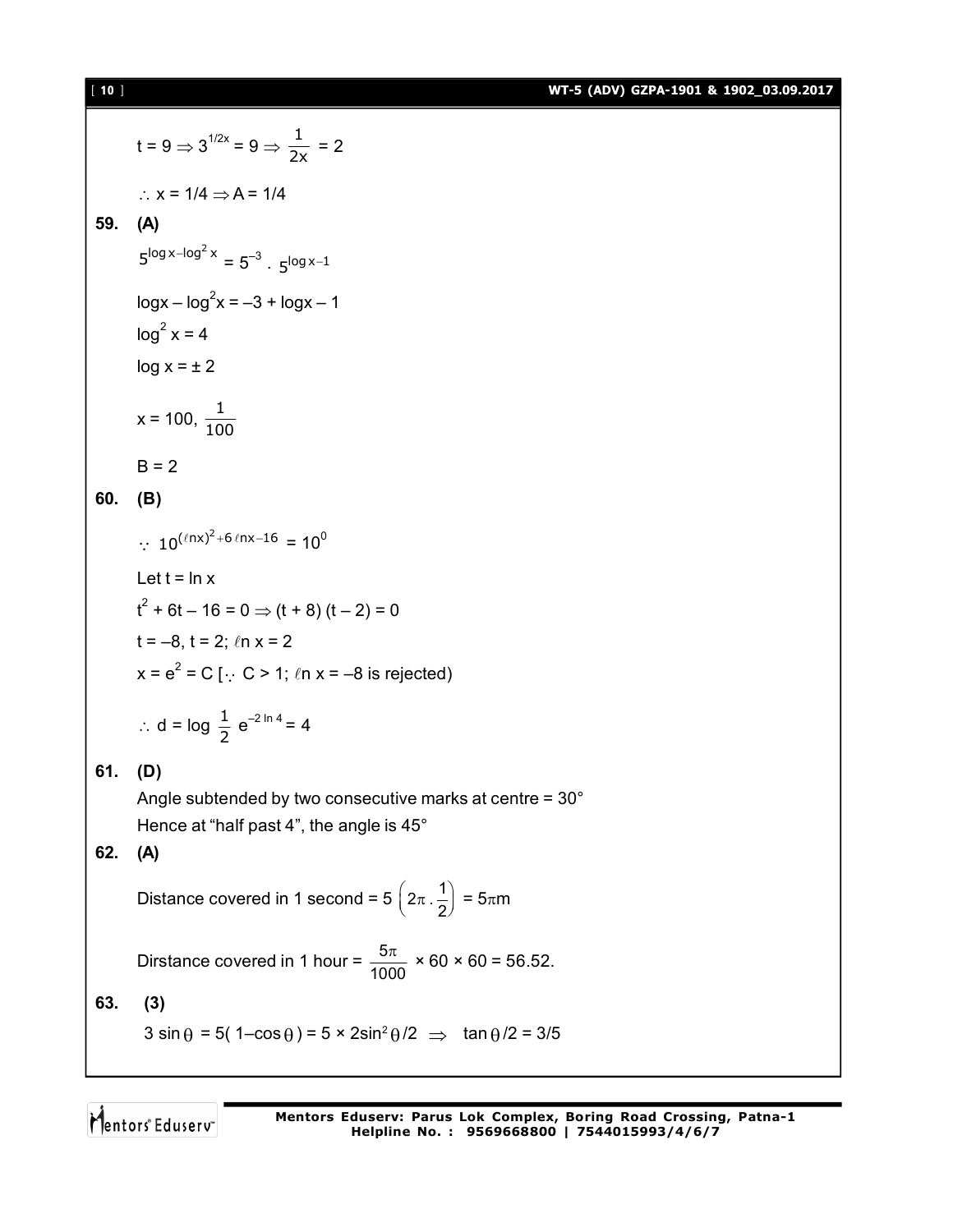$t = 9 \Rightarrow 3^{1/2x} = 9 \Rightarrow \frac{1}{2x} = 2$

$\therefore x = 1/4 \Rightarrow A = 1/4$

**59. (A)**

$5^{\log x - \log^2 x} = 5^{-3} \cdot 5^{\log x - 1}$

$\log x - \log^2 x = -3 + \log x - 1$

$\log^2 x = 4$

$\log x = \pm 2$

$x = 100, \frac{1}{100}$

$B = 2$

**60. (B)**

$\because 10^{(\ell n x)^2 + 6 \ell n x - 16} = 10^0$

Let $t = \ln x$

$t^2 + 6t - 16 = 0 \Rightarrow (t + 8)(t - 2) = 0$

$t = -8, t = 2; \ell n x = 2$

$x = e^2 = C$ [$\because C > 1$; $\ell n x = -8$ is rejected)

$\therefore d = \log \frac{1}{2} e^{-2 \ln 4} = 4$

**61. (D)**

Angle subtended by two consecutive marks at centre = 30°

Hence at "half past 4", the angle is 45°

**62. (A)**

Distance covered in 1 second $= 5\left(2\pi \cdot \frac{1}{2}\right) = 5\pi$m

Dirstance covered in 1 hour $= \frac{5\pi}{1000} \times 60 \times 60 = 56.52.$

**63. (3)**

$3 \sin\theta = 5(1 - \cos\theta) = 5 \times 2\sin^2\theta/2 \Rightarrow \tan\theta/2 = 3/5$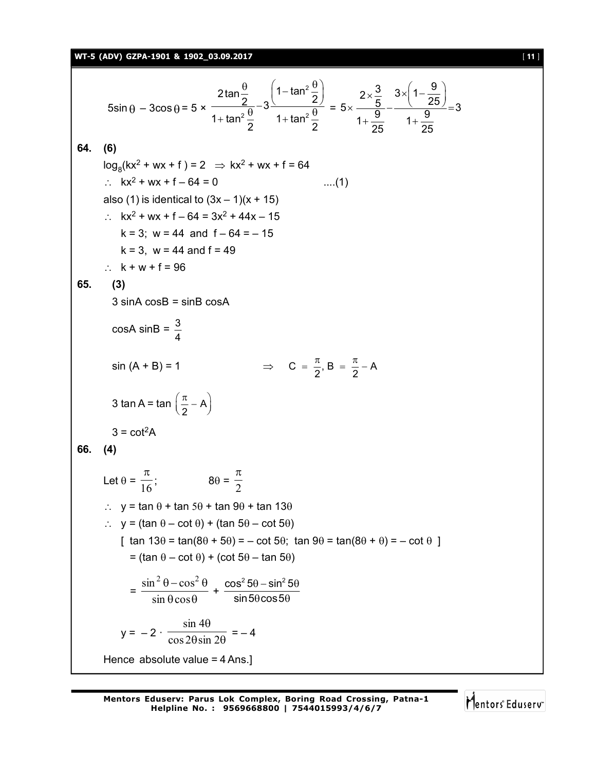$$5\sin\theta - 3\cos\theta = 5 \times \frac{2\tan\frac{\theta}{2}}{1+\tan^2\frac{\theta}{2}} - 3\frac{\left(1-\tan^2\frac{\theta}{2}\right)}{1+\tan^2\frac{\theta}{2}} = 5\times\frac{2\times\frac{3}{5}}{1+\frac{9}{25}} - \frac{3\times\left(1-\frac{9}{25}\right)}{1+\frac{9}{25}} = 3$$

**64. (6)**

$\log_8(kx^2 + wx + f) = 2 \;\Rightarrow\; kx^2 + wx + f = 64$

$\therefore\; kx^2 + wx + f - 64 = 0$ ....(1)

also (1) is identical to $(3x - 1)(x + 15)$

$\therefore\; kx^2 + wx + f - 64 = 3x^2 + 44x - 15$

$k = 3;\; w = 44$ and $f - 64 = -15$

$k = 3,\; w = 44$ and $f = 49$

$\therefore\; k + w + f = 96$

**65. (3)**

$3 \sin A \cos B = \sin B \cos A$

$\cos A \sin B = \frac{3}{4}$

$\sin(A + B) = 1 \qquad \Rightarrow \quad C = \frac{\pi}{2},\; B = \frac{\pi}{2} - A$

$3 \tan A = \tan\left(\frac{\pi}{2} - A\right)$

$3 = \cot^2 A$

**66. (4)**

Let $\theta = \frac{\pi}{16}$; $\qquad 8\theta = \frac{\pi}{2}$

$\therefore\; y = \tan\theta + \tan 5\theta + \tan 9\theta + \tan 13\theta$

$\therefore\; y = (\tan\theta - \cot\theta) + (\tan 5\theta - \cot 5\theta)$

[ $\tan 13\theta = \tan(8\theta + 5\theta) = -\cot 5\theta$; $\tan 9\theta = \tan(8\theta + \theta) = -\cot\theta$ ]

$= (\tan\theta - \cot\theta) + (\cot 5\theta - \tan 5\theta)$

$$= \frac{\sin^2\theta - \cos^2\theta}{\sin\theta\cos\theta} + \frac{\cos^2 5\theta - \sin^2 5\theta}{\sin 5\theta\cos 5\theta}$$

$$y = -2\cdot\frac{\sin 4\theta}{\cos 2\theta \sin 2\theta} = -4$$

Hence absolute value = 4 Ans.]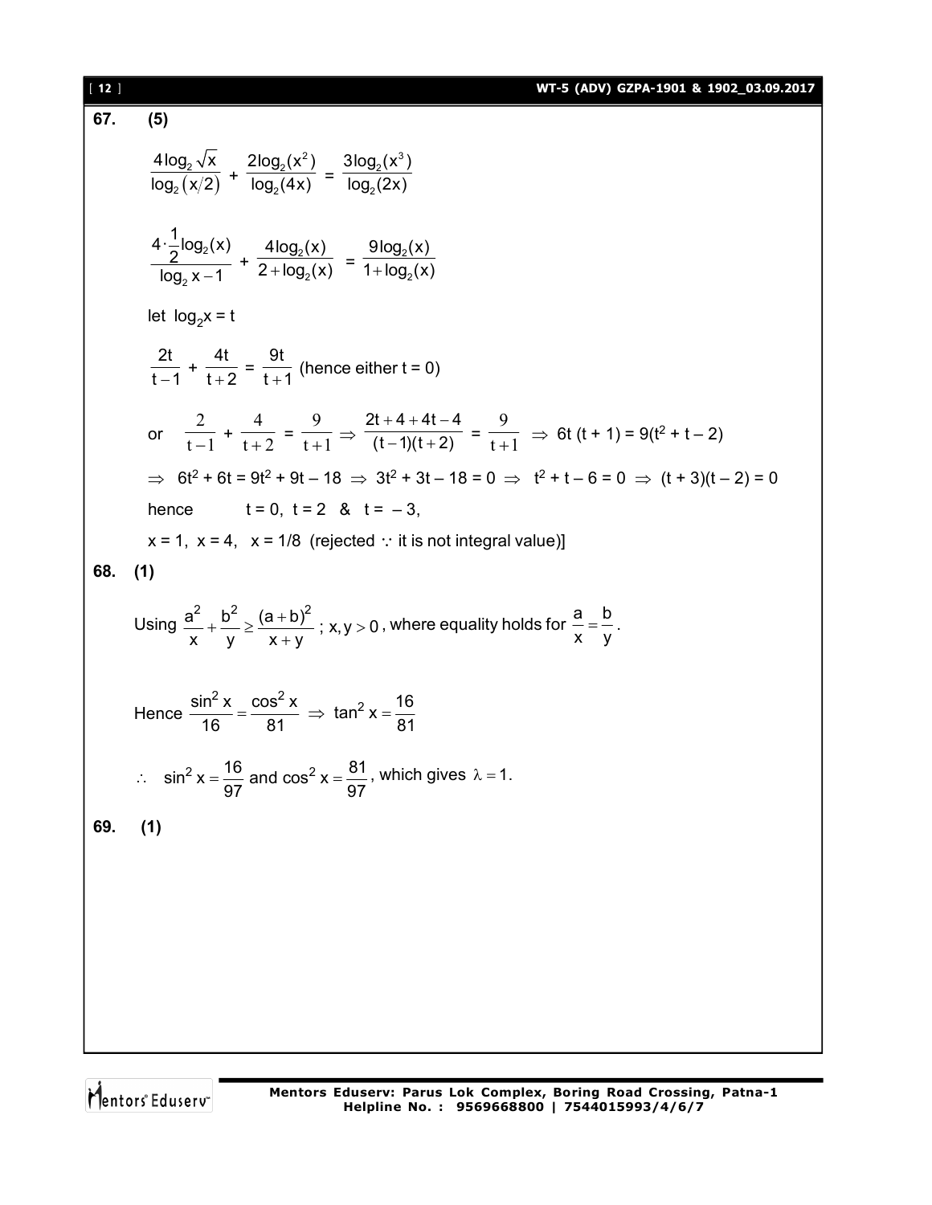**67. (5)**

$$\frac{4\log_2\sqrt{x}}{\log_2(x/2)} + \frac{2\log_2(x^2)}{\log_2(4x)} = \frac{3\log_2(x^3)}{\log_2(2x)}$$

$$\frac{4\cdot\frac{1}{2}\log_2(x)}{\log_2 x - 1} + \frac{4\log_2(x)}{2+\log_2(x)} = \frac{9\log_2(x)}{1+\log_2(x)}$$

let $\log_2 x = t$

$$\frac{2t}{t-1} + \frac{4t}{t+2} = \frac{9t}{t+1} \text{ (hence either } t = 0)$$

or $\quad \frac{2}{t-1} + \frac{4}{t+2} = \frac{9}{t+1} \Rightarrow \frac{2t+4+4t-4}{(t-1)(t+2)} = \frac{9}{t+1} \Rightarrow 6t\,(t + 1) = 9(t^2 + t - 2)$

$\Rightarrow\ 6t^2 + 6t = 9t^2 + 9t - 18 \Rightarrow 3t^2 + 3t - 18 = 0 \Rightarrow\ t^2 + t - 6 = 0 \Rightarrow (t + 3)(t - 2) = 0$

hence $\quad t = 0,\ t = 2\ \ \&\ \ t = -3,$

$x = 1,\ x = 4,\ \ x = 1/8$ (rejected $\because$ it is not integral value)]

**68. (1)**

Using $\frac{a^2}{x}+\frac{b^2}{y} \geq \frac{(a+b)^2}{x+y}$ ; $x, y > 0$, where equality holds for $\frac{a}{x}=\frac{b}{y}$.

Hence $\frac{\sin^2 x}{16} = \frac{\cos^2 x}{81} \Rightarrow \tan^2 x = \frac{16}{81}$

$\therefore\ \ \sin^2 x = \frac{16}{97}$ and $\cos^2 x = \frac{81}{97}$, which gives $\lambda = 1$.

**69. (1)**